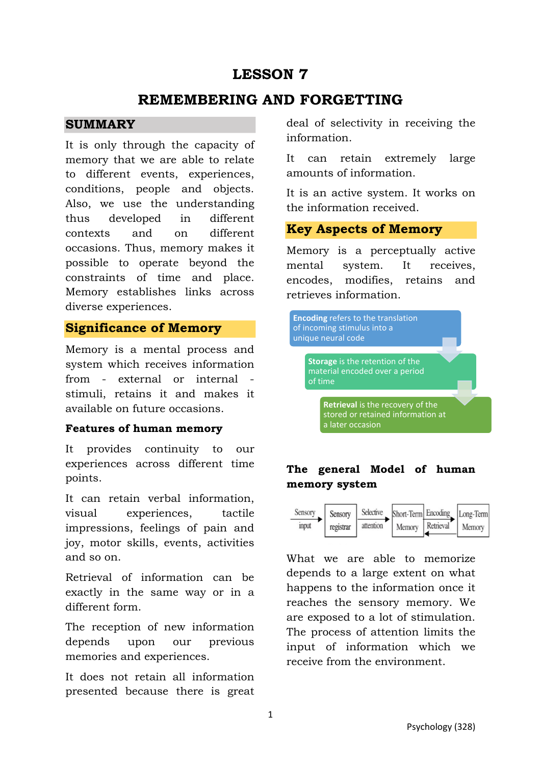# LESSON 7

# REMEMBERING AND FORGETTING

## SUMMARY

It is only through the capacity of memory that we are able to relate to different events, experiences, conditions, people and objects. Also, we use the understanding thus developed in different contexts and on different occasions. Thus, memory makes it possible to operate beyond the constraints of time and place. Memory establishes links across diverse experiences.

## Significance of Memory

Memory is a mental process and system which receives information from - external or internal - stimuli, retains it and makes it available on future occasions.

### Features of human memory

It provides continuity to our experiences across different time points.

It can retain verbal information, visual experiences, tactile impressions, feelings of pain and joy, motor skills, events, activities and so on.

Retrieval of information can be exactly in the same way or in a different form.

The reception of new information depends upon our previous memories and experiences.

It does not retain all information presented because there is great deal of selectivity in receiving the information.

It can retain extremely large amounts of information.

It is an active system. It works on the information received.

## Key Aspects of Memory

Memory is a perceptually active mental system. It receives, encodes, modifies, retains and retrieves information.

**Encoding** refers to the translation of incoming stimulus into a unique neural code

**Storage** is the retention of the material encoded over a period of time

**Retrieval** is the recovery of the stored or retained information at a later occasion

### The general Model of human memory system

Sensory input → Sensory registrar → Selective attention → Short-Term Memory ⇄ (Encoding / Retrieval) ⇄ Long-Term Memory

What we are able to memorize depends to a large extent on what happens to the information once it reaches the sensory memory. We are exposed to a lot of stimulation. The process of attention limits the input of information which we receive from the environment.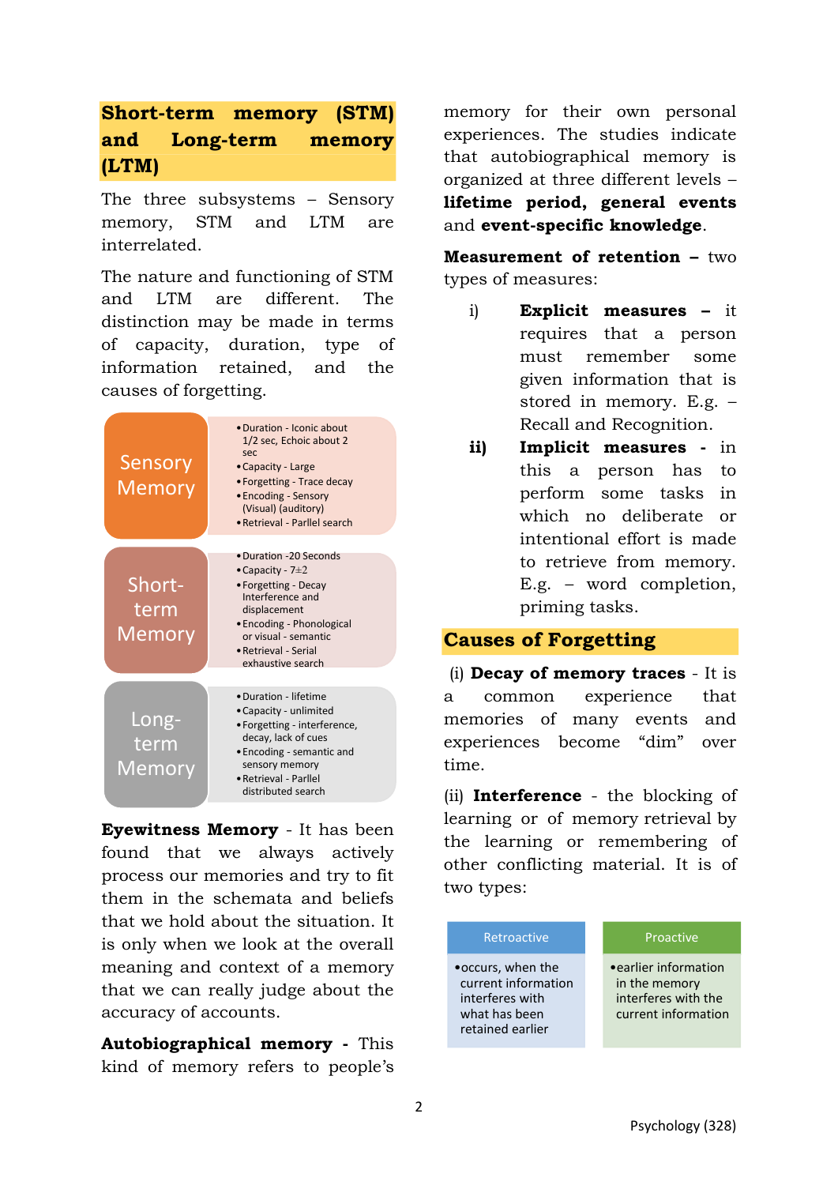## Short-term memory (STM) and Long-term memory (LTM)

The three subsystems – Sensory memory, STM and LTM are interrelated.

The nature and functioning of STM and LTM are different. The distinction may be made in terms of capacity, duration, type of information retained, and the causes of forgetting.

| Memory | Characteristics |
|---|---|
| Sensory Memory | • Duration - Iconic about 1/2 sec, Echoic about 2 sec<br>• Capacity - Large<br>• Forgetting - Trace decay<br>• Encoding - Sensory (Visual) (auditory)<br>• Retrieval - Parllel search |
| Short-term Memory | • Duration -20 Seconds<br>• Capacity - 7±2<br>• Forgetting - Decay Interference and displacement<br>• Encoding - Phonological or visual - semantic<br>• Retrieval - Serial exhaustive search |
| Long-term Memory | • Duration - lifetime<br>• Capacity - unlimited<br>• Forgetting - interference, decay, lack of cues<br>• Encoding - semantic and sensory memory<br>• Retrieval - Parllel distributed search |

**Eyewitness Memory** - It has been found that we always actively process our memories and try to fit them in the schemata and beliefs that we hold about the situation. It is only when we look at the overall meaning and context of a memory that we can really judge about the accuracy of accounts.

**Autobiographical memory** - This kind of memory refers to people's memory for their own personal experiences. The studies indicate that autobiographical memory is organized at three different levels – **lifetime period, general events** and **event-specific knowledge**.

**Measurement of retention –** two types of measures:

i) **Explicit measures –** it requires that a person must remember some given information that is stored in memory. E.g. – Recall and Recognition.

**ii) Implicit measures -** in this a person has to perform some tasks in which no deliberate or intentional effort is made to retrieve from memory. E.g. – word completion, priming tasks.

## Causes of Forgetting

(i) **Decay of memory traces** - It is a common experience that memories of many events and experiences become "dim" over time.

(ii) **Interference** - the blocking of learning or of memory retrieval by the learning or remembering of other conflicting material. It is of two types:

| Retroactive | Proactive |
|---|---|
| • occurs, when the current information interferes with what has been retained earlier | • earlier information in the memory interferes with the current information |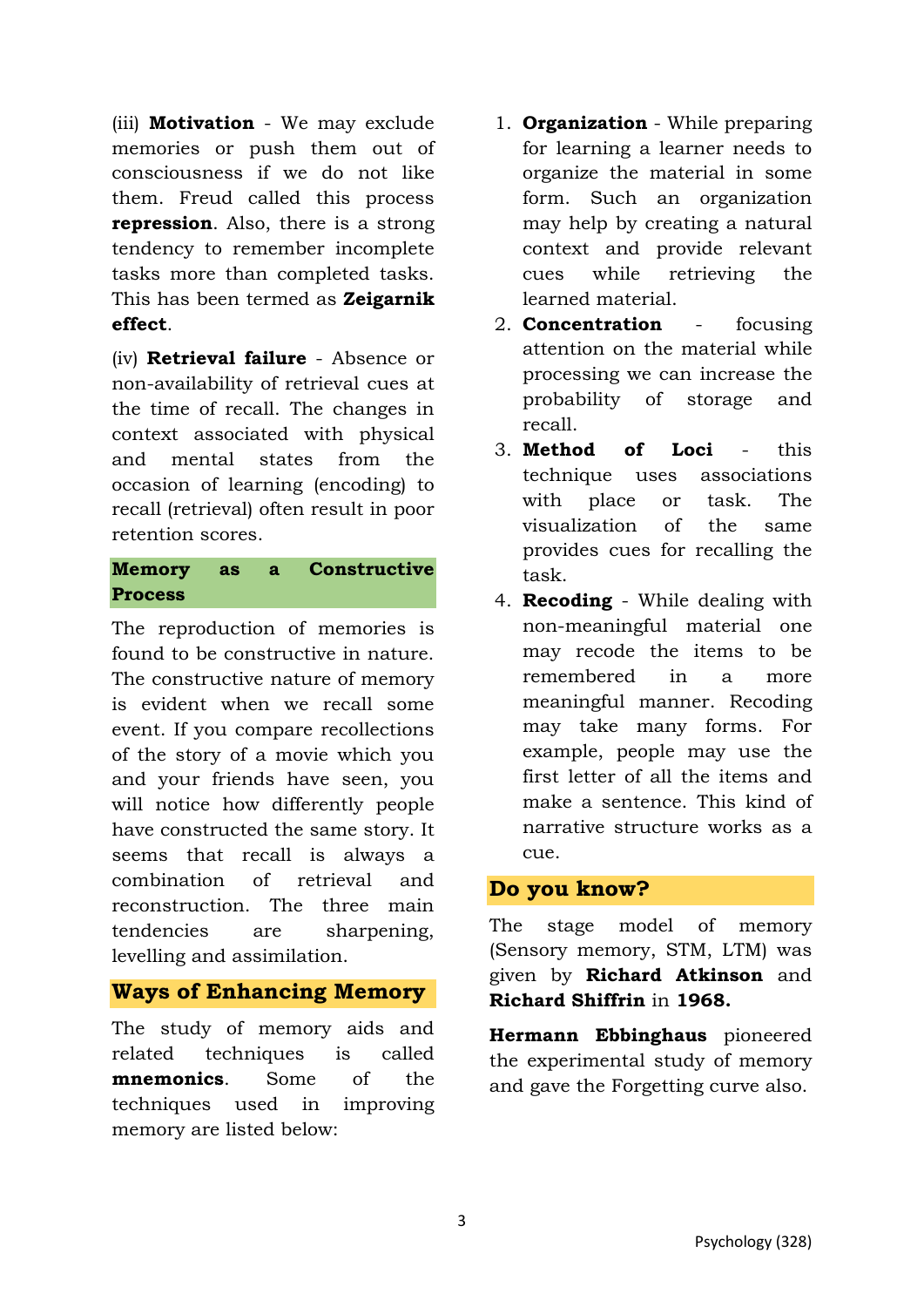(iii) **Motivation** - We may exclude memories or push them out of consciousness if we do not like them. Freud called this process **repression**. Also, there is a strong tendency to remember incomplete tasks more than completed tasks. This has been termed as **Zeigarnik effect**.

(iv) **Retrieval failure** - Absence or non-availability of retrieval cues at the time of recall. The changes in context associated with physical and mental states from the occasion of learning (encoding) to recall (retrieval) often result in poor retention scores.

## Memory as a Constructive Process

The reproduction of memories is found to be constructive in nature. The constructive nature of memory is evident when we recall some event. If you compare recollections of the story of a movie which you and your friends have seen, you will notice how differently people have constructed the same story. It seems that recall is always a combination of retrieval and reconstruction. The three main tendencies are sharpening, levelling and assimilation.

## Ways of Enhancing Memory

The study of memory aids and related techniques is called **mnemonics**. Some of the techniques used in improving memory are listed below:

1. **Organization** - While preparing for learning a learner needs to organize the material in some form. Such an organization may help by creating a natural context and provide relevant cues while retrieving the learned material.
2. **Concentration** - focusing attention on the material while processing we can increase the probability of storage and recall.
3. **Method of Loci** - this technique uses associations with place or task. The visualization of the same provides cues for recalling the task.
4. **Recoding** - While dealing with non-meaningful material one may recode the items to be remembered in a more meaningful manner. Recoding may take many forms. For example, people may use the first letter of all the items and make a sentence. This kind of narrative structure works as a cue.

## Do you know?

The stage model of memory (Sensory memory, STM, LTM) was given by **Richard Atkinson** and **Richard Shiffrin** in **1968.**

**Hermann Ebbinghaus** pioneered the experimental study of memory and gave the Forgetting curve also.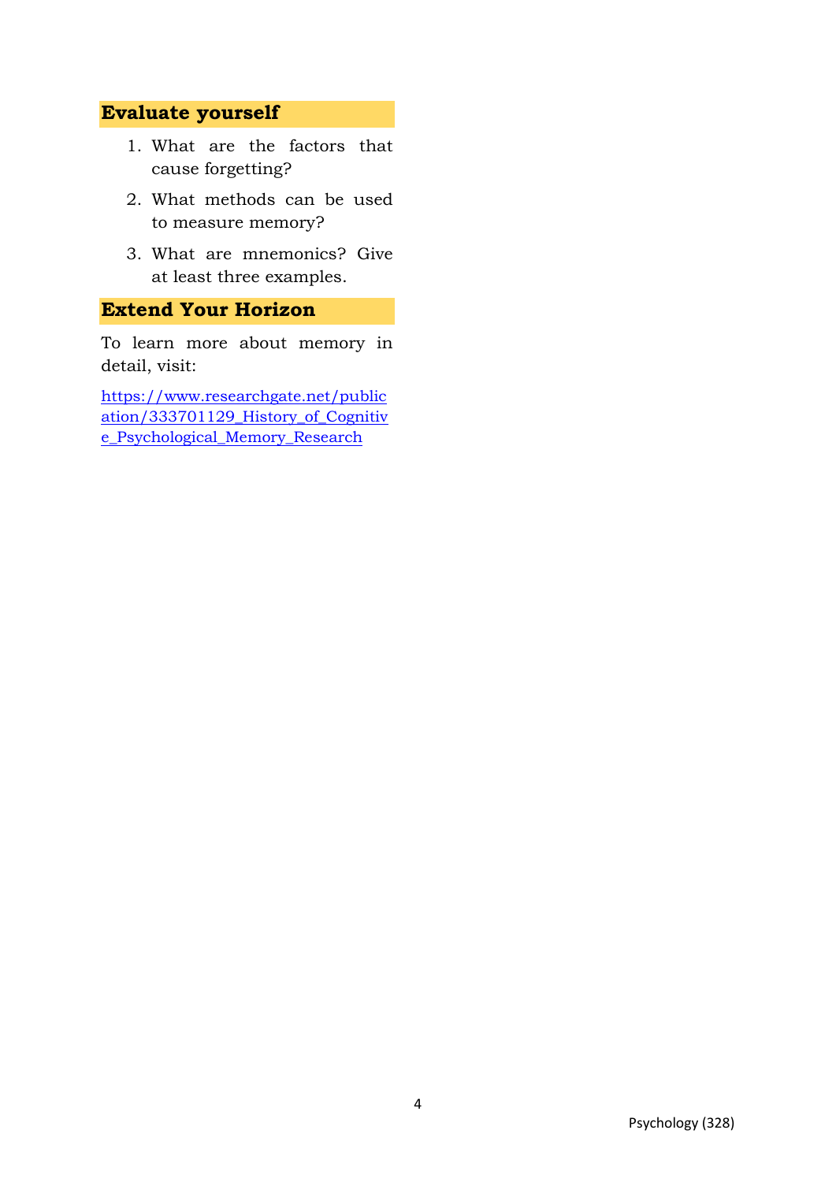## Evaluate yourself

1. What are the factors that cause forgetting?
2. What methods can be used to measure memory?
3. What are mnemonics? Give at least three examples.

## Extend Your Horizon

To learn more about memory in detail, visit:

https://www.researchgate.net/publication/333701129_History_of_Cognitive_Psychological_Memory_Research